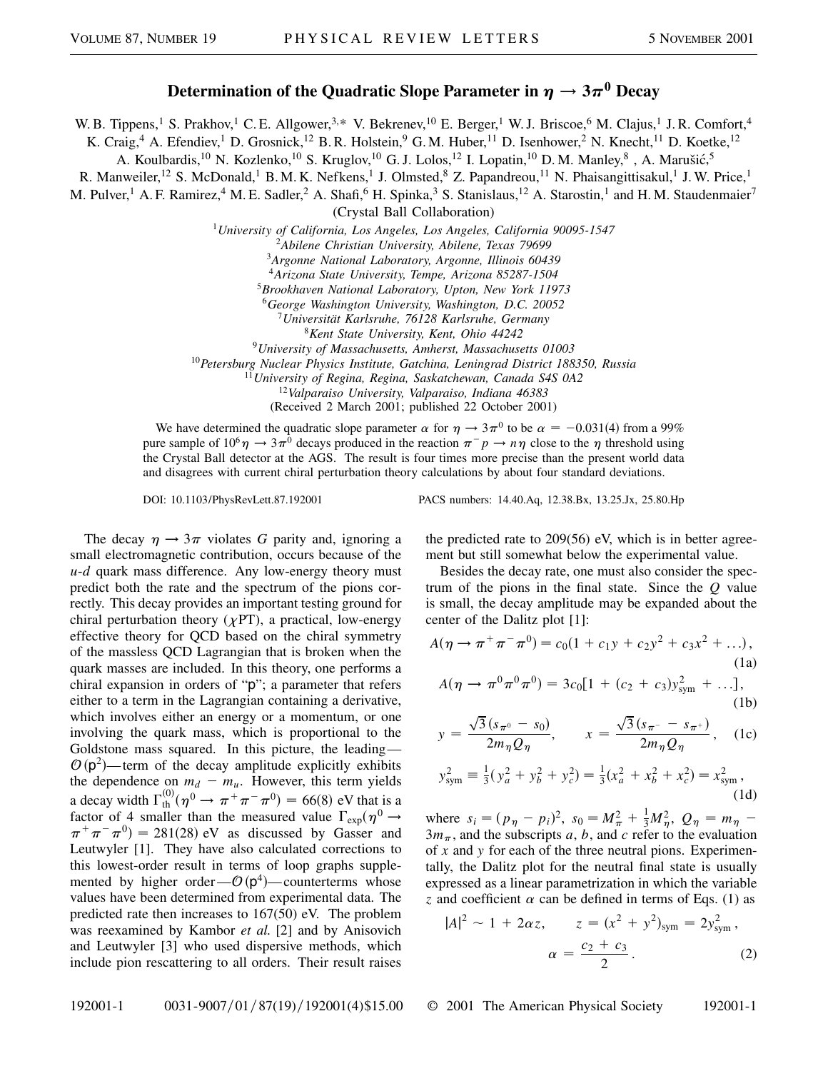# Determination of the Quadratic Slope Parameter in $\eta \to 3\pi^0$ Decay

W. B. Tippens,[1] S. Prakhov,[1] C. E. Allgower,[3,*] V. Bekrenev,[10] E. Berger,[1] W. J. Briscoe,[6] M. Clajus,[1] J. R. Comfort,[4] K. Craig,[4] A. Efendiev,[1] D. Grosnick,[12] B. R. Holstein,[9] G. M. Huber,[11] D. Isenhower,[2] N. Knecht,[11] D. Koetke,[12] A. Koulbardis,[10] N. Kozlenko,[10] S. Kruglov,[10] G. J. Lolos,[12] I. Lopatin,[10] D. M. Manley,[8] A. Marušić,[5] R. Manweiler,[12] S. McDonald,[1] B. M. K. Nefkens,[1] J. Olmsted,[8] Z. Papandreou,[11] N. Phaisangittisakul,[1] J. W. Price,[1] M. Pulver,[1] A. F. Ramirez,[4] M. E. Sadler,[2] A. Shafi,[6] H. Spinka,[3] S. Stanislaus,[12] A. Starostin,[1] and H. M. Staudenmaier[7]

(Crystal Ball Collaboration)

[1]*University of California, Los Angeles, Los Angeles, California 90095-1547*
[2]*Abilene Christian University, Abilene, Texas 79699*
[3]*Argonne National Laboratory, Argonne, Illinois 60439*
[4]*Arizona State University, Tempe, Arizona 85287-1504*
[5]*Brookhaven National Laboratory, Upton, New York 11973*
[6]*George Washington University, Washington, D.C. 20052*
[7]*Universität Karlsruhe, 76128 Karlsruhe, Germany*
[8]*Kent State University, Kent, Ohio 44242*
[9]*University of Massachusetts, Amherst, Massachusetts 01003*
[10]*Petersburg Nuclear Physics Institute, Gatchina, Leningrad District 188350, Russia*
[11]*University of Regina, Regina, Saskatchewan, Canada S4S 0A2*
[12]*Valparaiso University, Valparaiso, Indiana 46383*

(Received 2 March 2001; published 22 October 2001)

We have determined the quadratic slope parameter $\alpha$ for $\eta \to 3\pi^0$ to be $\alpha = -0.031(4)$ from a 99% pure sample of $10^6\, \eta \to 3\pi^0$ decays produced in the reaction $\pi^- p \to n\eta$ close to the $\eta$ threshold using the Crystal Ball detector at the AGS. The result is four times more precise than the present world data and disagrees with current chiral perturbation theory calculations by about four standard deviations.

DOI: 10.1103/PhysRevLett.87.192001 PACS numbers: 14.40.Aq, 12.38.Bx, 13.25.Jx, 25.80.Hp

The decay $\eta \to 3\pi$ violates $G$ parity and, ignoring a small electromagnetic contribution, occurs because of the $u$-$d$ quark mass difference. Any low-energy theory must predict both the rate and the spectrum of the pions correctly. This decay provides an important testing ground for chiral perturbation theory ($\chi$PT), a practical, low-energy effective theory for QCD based on the chiral symmetry of the massless QCD Lagrangian that is broken when the quark masses are included. In this theory, one performs a chiral expansion in orders of "p"; a parameter that refers either to a term in the Lagrangian containing a derivative, which involves either an energy or a momentum, or one involving the quark mass, which is proportional to the Goldstone mass squared. In this picture, the leading—$\mathcal{O}(\mathrm{p}^2)$—term of the decay amplitude explicitly exhibits the dependence on $m_d - m_u$. However, this term yields a decay width $\Gamma_{\mathrm{th}}^{(0)}(\eta^0 \to \pi^+\pi^-\pi^0) = 66(8)$ eV that is a factor of 4 smaller than the measured value $\Gamma_{\mathrm{exp}}(\eta^0 \to \pi^+\pi^-\pi^0) = 281(28)$ eV as discussed by Gasser and Leutwyler [1]. They have also calculated corrections to this lowest-order result in terms of loop graphs supplemented by higher order—$\mathcal{O}(\mathrm{p}^4)$—counterterms whose values have been determined from experimental data. The predicted rate then increases to 167(50) eV. The problem was reexamined by Kambor *et al.* [2] and by Anisovich and Leutwyler [3] who used dispersive methods, which include pion rescattering to all orders. Their result raises the predicted rate to 209(56) eV, which is in better agreement but still somewhat below the experimental value.

Besides the decay rate, one must also consider the spectrum of the pions in the final state. Since the $Q$ value is small, the decay amplitude may be expanded about the center of the Dalitz plot [1]:

$$A(\eta \to \pi^+\pi^-\pi^0) = c_0(1 + c_1 y + c_2 y^2 + c_3 x^2 + \ldots), \tag{1a}$$

$$A(\eta \to \pi^0\pi^0\pi^0) = 3c_0[1 + (c_2 + c_3)y_{\mathrm{sym}}^2 + \ldots], \tag{1b}$$

$$y = \frac{\sqrt{3}(s_{\pi^0} - s_0)}{2m_\eta Q_\eta}, \qquad x = \frac{\sqrt{3}(s_{\pi^-} - s_{\pi^+})}{2m_\eta Q_\eta}, \tag{1c}$$

$$y_{\mathrm{sym}}^2 \equiv \tfrac{1}{3}(y_a^2 + y_b^2 + y_c^2) = \tfrac{1}{3}(x_a^2 + x_b^2 + x_c^2) = x_{\mathrm{sym}}^2, \tag{1d}$$

where $s_i = (p_\eta - p_i)^2$, $s_0 = M_\pi^2 + \frac{1}{3}M_\eta^2$, $Q_\eta = m_\eta - 3m_\pi$, and the subscripts $a$, $b$, and $c$ refer to the evaluation of $x$ and $y$ for each of the three neutral pions. Experimentally, the Dalitz plot for the neutral final state is usually expressed as a linear parametrization in which the variable $z$ and coefficient $\alpha$ can be defined in terms of Eqs. (1) as

$$|A|^2 \sim 1 + 2\alpha z, \qquad z = (x^2 + y^2)_{\mathrm{sym}} = 2y_{\mathrm{sym}}^2,$$
$$\alpha = \frac{c_2 + c_3}{2}. \tag{2}$$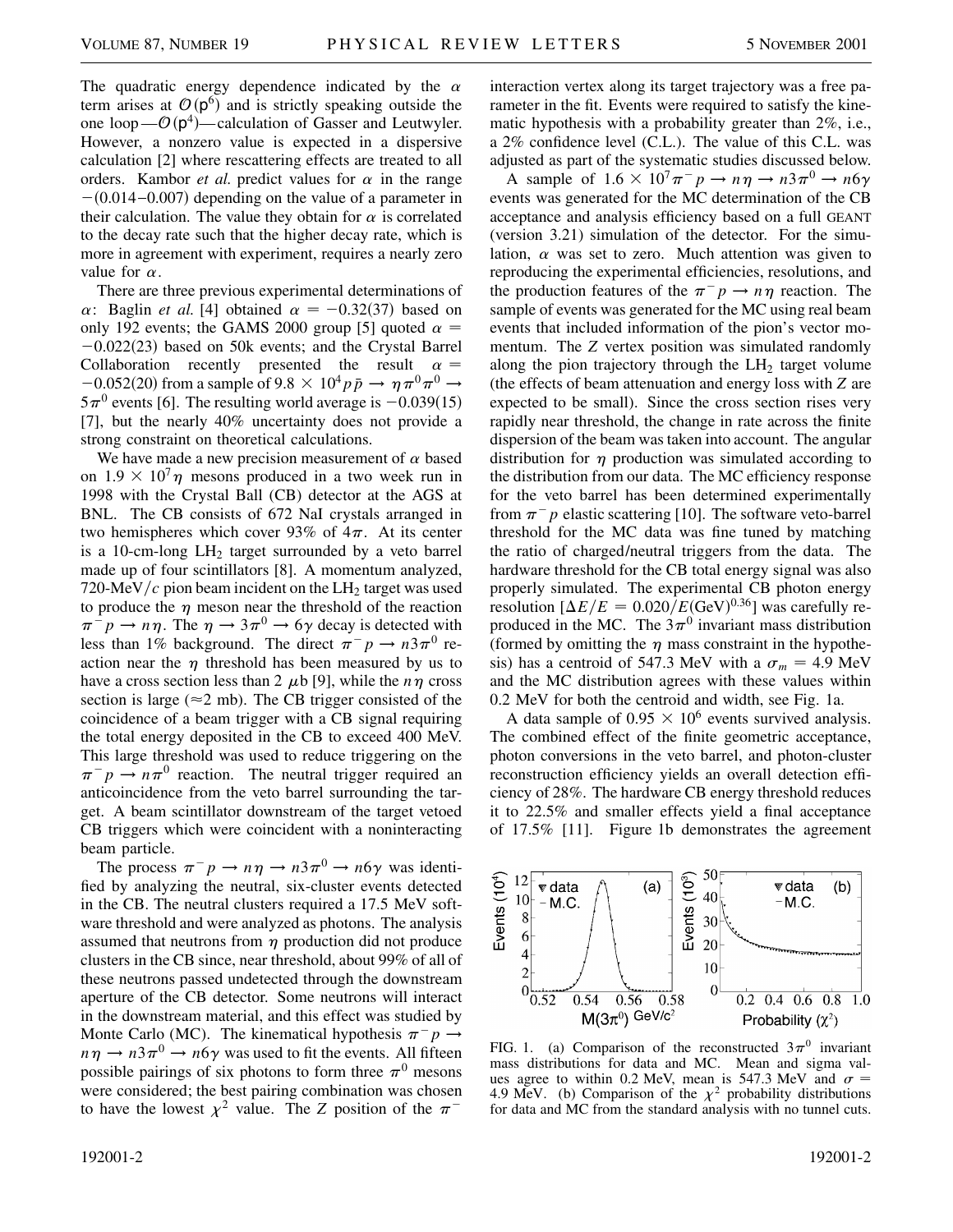The quadratic energy dependence indicated by the $\alpha$ term arises at $\mathcal{O}(p^6)$ and is strictly speaking outside the one loop—$\mathcal{O}(p^4)$—calculation of Gasser and Leutwyler. However, a nonzero value is expected in a dispersive calculation [2] where rescattering effects are treated to all orders. Kambor *et al.* predict values for $\alpha$ in the range $-(0.014–0.007)$ depending on the value of a parameter in their calculation. The value they obtain for $\alpha$ is correlated to the decay rate such that the higher decay rate, which is more in agreement with experiment, requires a nearly zero value for $\alpha$.

There are three previous experimental determinations of $\alpha$: Baglin *et al.* [4] obtained $\alpha = -0.32(37)$ based on only 192 events; the GAMS 2000 group [5] quoted $\alpha = -0.022(23)$ based on 50k events; and the Crystal Barrel Collaboration recently presented the result $\alpha = -0.052(20)$ from a sample of $9.8 \times 10^4 p\bar{p} \rightarrow \eta\pi^0\pi^0 \rightarrow 5\pi^0$ events [6]. The resulting world average is $-0.039(15)$ [7], but the nearly 40% uncertainty does not provide a strong constraint on theoretical calculations.

We have made a new precision measurement of $\alpha$ based on $1.9 \times 10^7 \eta$ mesons produced in a two week run in 1998 with the Crystal Ball (CB) detector at the AGS at BNL. The CB consists of 672 NaI crystals arranged in two hemispheres which cover 93% of $4\pi$. At its center is a 10-cm-long $LH_2$ target surrounded by a veto barrel made up of four scintillators [8]. A momentum analyzed, 720-MeV/$c$ pion beam incident on the $LH_2$ target was used to produce the $\eta$ meson near the threshold of the reaction $\pi^- p \rightarrow n\eta$. The $\eta \rightarrow 3\pi^0 \rightarrow 6\gamma$ decay is detected with less than 1% background. The direct $\pi^- p \rightarrow n3\pi^0$ reaction near the $\eta$ threshold has been measured by us to have a cross section less than 2 $\mu$b [9], while the $n\eta$ cross section is large ($\approx$2 mb). The CB trigger consisted of the coincidence of a beam trigger with a CB signal requiring the total energy deposited in the CB to exceed 400 MeV. This large threshold was used to reduce triggering on the $\pi^- p \rightarrow n\pi^0$ reaction. The neutral trigger required an anticoincidence from the veto barrel surrounding the target. A beam scintillator downstream of the target vetoed CB triggers which were coincident with a noninteracting beam particle.

The process $\pi^- p \rightarrow n\eta \rightarrow n3\pi^0 \rightarrow n6\gamma$ was identified by analyzing the neutral, six-cluster events detected in the CB. The neutral clusters required a 17.5 MeV software threshold and were analyzed as photons. The analysis assumed that neutrons from $\eta$ production did not produce clusters in the CB since, near threshold, about 99% of all of these neutrons passed undetected through the downstream aperture of the CB detector. Some neutrons will interact in the downstream material, and this effect was studied by Monte Carlo (MC). The kinematical hypothesis $\pi^- p \rightarrow n\eta \rightarrow n3\pi^0 \rightarrow n6\gamma$ was used to fit the events. All fifteen possible pairings of six photons to form three $\pi^0$ mesons were considered; the best pairing combination was chosen to have the lowest $\chi^2$ value. The $Z$ position of the $\pi^-$ interaction vertex along its target trajectory was a free parameter in the fit. Events were required to satisfy the kinematic hypothesis with a probability greater than 2%, i.e., a 2% confidence level (C.L.). The value of this C.L. was adjusted as part of the systematic studies discussed below.

A sample of $1.6 \times 10^7 \pi^- p \rightarrow n\eta \rightarrow n3\pi^0 \rightarrow n6\gamma$ events was generated for the MC determination of the CB acceptance and analysis efficiency based on a full GEANT (version 3.21) simulation of the detector. For the simulation, $\alpha$ was set to zero. Much attention was given to reproducing the experimental efficiencies, resolutions, and the production features of the $\pi^- p \rightarrow n\eta$ reaction. The sample of events was generated for the MC using real beam events that included information of the pion's vector momentum. The $Z$ vertex position was simulated randomly along the pion trajectory through the $LH_2$ target volume (the effects of beam attenuation and energy loss with $Z$ are expected to be small). Since the cross section rises very rapidly near threshold, the change in rate across the finite dispersion of the beam was taken into account. The angular distribution for $\eta$ production was simulated according to the distribution from our data. The MC efficiency response for the veto barrel has been determined experimentally from $\pi^- p$ elastic scattering [10]. The software veto-barrel threshold for the MC data was fine tuned by matching the ratio of charged/neutral triggers from the data. The hardware threshold for the CB total energy signal was also properly simulated. The experimental CB photon energy resolution $[\Delta E/E = 0.020/E(\text{GeV})^{0.36}]$ was carefully reproduced in the MC. The $3\pi^0$ invariant mass distribution (formed by omitting the $\eta$ mass constraint in the hypothesis) has a centroid of 547.3 MeV with a $\sigma_m = 4.9$ MeV and the MC distribution agrees with these values within 0.2 MeV for both the centroid and width, see Fig. 1a.

A data sample of $0.95 \times 10^6$ events survived analysis. The combined effect of the finite geometric acceptance, photon conversions in the veto barrel, and photon-cluster reconstruction efficiency yields an overall detection efficiency of 28%. The hardware CB energy threshold reduces it to 22.5% and smaller effects yield a final acceptance of 17.5% [11]. Figure 1b demonstrates the agreement

FIG. 1. (a) Comparison of the reconstructed $3\pi^0$ invariant mass distributions for data and MC. Mean and sigma values agree to within 0.2 MeV, mean is 547.3 MeV and $\sigma = 4.9$ MeV. (b) Comparison of the $\chi^2$ probability distributions for data and MC from the standard analysis with no tunnel cuts.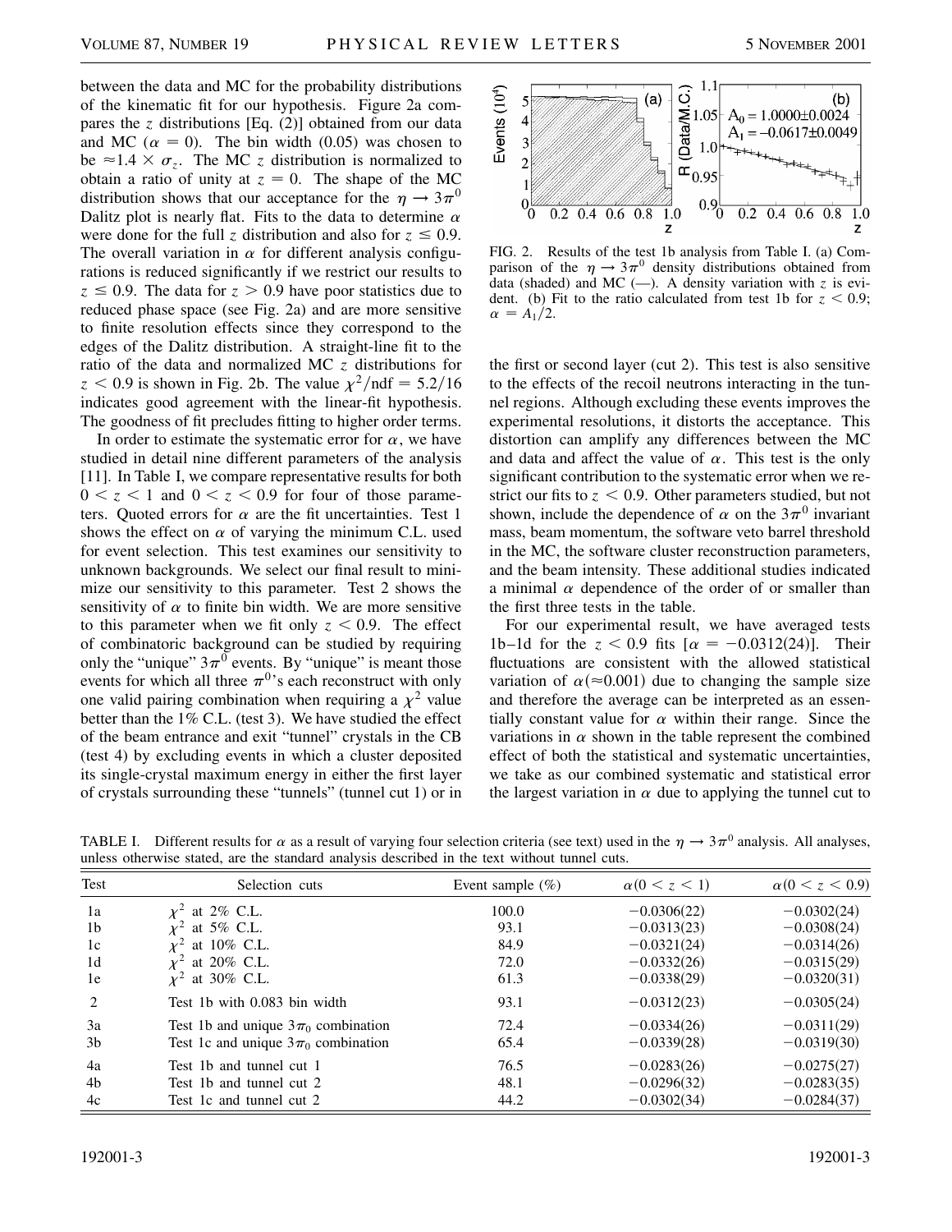between the data and MC for the probability distributions of the kinematic fit for our hypothesis. Figure 2a compares the $z$ distributions [Eq. (2)] obtained from our data and MC ($\alpha = 0$). The bin width (0.05) was chosen to be $\approx 1.4 \times \sigma_z$. The MC $z$ distribution is normalized to obtain a ratio of unity at $z = 0$. The shape of the MC distribution shows that our acceptance for the $\eta \rightarrow 3\pi^0$ Dalitz plot is nearly flat. Fits to the data to determine $\alpha$ were done for the full $z$ distribution and also for $z \leq 0.9$. The overall variation in $\alpha$ for different analysis configurations is reduced significantly if we restrict our results to $z \leq 0.9$. The data for $z > 0.9$ have poor statistics due to reduced phase space (see Fig. 2a) and are more sensitive to finite resolution effects since they correspond to the edges of the Dalitz distribution. A straight-line fit to the ratio of the data and normalized MC $z$ distributions for $z < 0.9$ is shown in Fig. 2b. The value $\chi^2/\text{ndf} = 5.2/16$ indicates good agreement with the linear-fit hypothesis. The goodness of fit precludes fitting to higher order terms.

In order to estimate the systematic error for $\alpha$, we have studied in detail nine different parameters of the analysis [11]. In Table I, we compare representative results for both $0 < z < 1$ and $0 < z < 0.9$ for four of those parameters. Quoted errors for $\alpha$ are the fit uncertainties. Test 1 shows the effect on $\alpha$ of varying the minimum C.L. used for event selection. This test examines our sensitivity to unknown backgrounds. We select our final result to minimize our sensitivity to this parameter. Test 2 shows the sensitivity of $\alpha$ to finite bin width. We are more sensitive to this parameter when we fit only $z < 0.9$. The effect of combinatoric background can be studied by requiring only the "unique" $3\pi^0$ events. By "unique" is meant those events for which all three $\pi^0$'s each reconstruct with only one valid pairing combination when requiring a $\chi^2$ value better than the 1% C.L. (test 3). We have studied the effect of the beam entrance and exit "tunnel" crystals in the CB (test 4) by excluding events in which a cluster deposited its single-crystal maximum energy in either the first layer of crystals surrounding these "tunnels" (tunnel cut 1) or in the first or second layer (cut 2). This test is also sensitive to the effects of the recoil neutrons interacting in the tunnel regions. Although excluding these events improves the experimental resolutions, it distorts the acceptance. This distortion can amplify any differences between the MC and data and affect the value of $\alpha$. This test is the only significant contribution to the systematic error when we restrict our fits to $z < 0.9$. Other parameters studied, but not shown, include the dependence of $\alpha$ on the $3\pi^0$ invariant mass, beam momentum, the software veto barrel threshold in the MC, the software cluster reconstruction parameters, and the beam intensity. These additional studies indicated a minimal $\alpha$ dependence of the order of or smaller than the first three tests in the table.

For our experimental result, we have averaged tests 1b–1d for the $z < 0.9$ fits [$\alpha = -0.0312(24)$]. Their fluctuations are consistent with the allowed statistical variation of $\alpha (\approx 0.001)$ due to changing the sample size and therefore the average can be interpreted as an essentially constant value for $\alpha$ within their range. Since the variations in $\alpha$ shown in the table represent the combined effect of both the statistical and systematic uncertainties, we take as our combined systematic and statistical error the largest variation in $\alpha$ due to applying the tunnel cut to

FIG. 2. Results of the test 1b analysis from Table I. (a) Comparison of the $\eta \rightarrow 3\pi^0$ density distributions obtained from data (shaded) and MC (—). A density variation with $z$ is evident. (b) Fit to the ratio calculated from test 1b for $z < 0.9$; $\alpha = A_1/2$.

TABLE I. Different results for $\alpha$ as a result of varying four selection criteria (see text) used in the $\eta \rightarrow 3\pi^0$ analysis. All analyses, unless otherwise stated, are the standard analysis described in the text without tunnel cuts.

| Test | Selection cuts | Event sample (%) | $\alpha(0 < z < 1)$ | $\alpha(0 < z < 0.9)$ |
|---|---|---|---|---|
| 1a | $\chi^2$ at 2% C.L. | 100.0 | −0.0306(22) | −0.0302(24) |
| 1b | $\chi^2$ at 5% C.L. | 93.1 | −0.0313(23) | −0.0308(24) |
| 1c | $\chi^2$ at 10% C.L. | 84.9 | −0.0321(24) | −0.0314(26) |
| 1d | $\chi^2$ at 20% C.L. | 72.0 | −0.0332(26) | −0.0315(29) |
| 1e | $\chi^2$ at 30% C.L. | 61.3 | −0.0338(29) | −0.0320(31) |
| 2 | Test 1b with 0.083 bin width | 93.1 | −0.0312(23) | −0.0305(24) |
| 3a | Test 1b and unique $3\pi_0$ combination | 72.4 | −0.0334(26) | −0.0311(29) |
| 3b | Test 1c and unique $3\pi_0$ combination | 65.4 | −0.0339(28) | −0.0319(30) |
| 4a | Test 1b and tunnel cut 1 | 76.5 | −0.0283(26) | −0.0275(27) |
| 4b | Test 1b and tunnel cut 2 | 48.1 | −0.0296(32) | −0.0283(35) |
| 4c | Test 1c and tunnel cut 2 | 44.2 | −0.0302(34) | −0.0284(37) |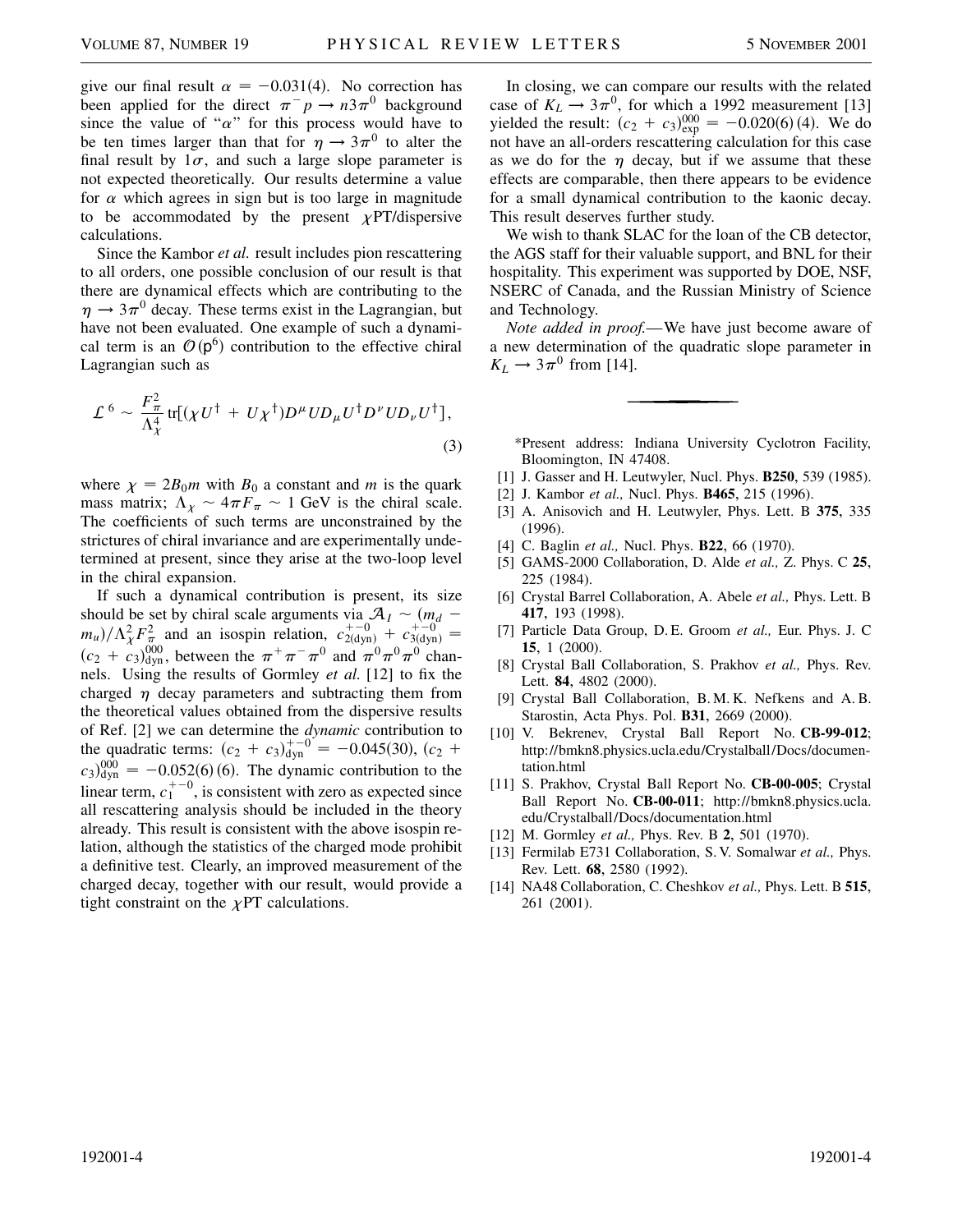give our final result $\alpha = -0.031(4)$. No correction has been applied for the direct $\pi^- p \rightarrow n3\pi^0$ background since the value of "$\alpha$" for this process would have to be ten times larger than that for $\eta \rightarrow 3\pi^0$ to alter the final result by $1\sigma$, and such a large slope parameter is not expected theoretically. Our results determine a value for $\alpha$ which agrees in sign but is too large in magnitude to be accommodated by the present $\chi$PT/dispersive calculations.

Since the Kambor *et al.* result includes pion rescattering to all orders, one possible conclusion of our result is that there are dynamical effects which are contributing to the $\eta \rightarrow 3\pi^0$ decay. These terms exist in the Lagrangian, but have not been evaluated. One example of such a dynamical term is an $\mathcal{O}(p^6)$ contribution to the effective chiral Lagrangian such as

$$\mathcal{L}^6 \sim \frac{F_\pi^2}{\Lambda_\chi^4} \mathrm{tr}[(\chi U^\dagger + U\chi^\dagger) D^\mu U D_\mu U^\dagger D^\nu U D_\nu U^\dagger], \tag{3}$$

where $\chi = 2B_0 m$ with $B_0$ a constant and $m$ is the quark mass matrix; $\Lambda_\chi \sim 4\pi F_\pi \sim 1$ GeV is the chiral scale. The coefficients of such terms are unconstrained by the strictures of chiral invariance and are experimentally undetermined at present, since they arise at the two-loop level in the chiral expansion.

If such a dynamical contribution is present, its size should be set by chiral scale arguments via $\mathcal{A}_I \sim (m_d - m_u)/\Lambda_\chi^2 F_\pi^2$ and an isospin relation, $c_{2(\mathrm{dyn})}^{+-0} + c_{3(\mathrm{dyn})}^{+-0} = (c_2 + c_3)_{\mathrm{dyn}}^{000}$, between the $\pi^+\pi^-\pi^0$ and $\pi^0\pi^0\pi^0$ channels. Using the results of Gormley *et al.* [12] to fix the charged $\eta$ decay parameters and subtracting them from the theoretical values obtained from the dispersive results of Ref. [2] we can determine the *dynamic* contribution to the quadratic terms: $(c_2 + c_3)_{\mathrm{dyn}}^{+-0} = -0.045(30)$, $(c_2 + c_3)_{\mathrm{dyn}}^{000} = -0.052(6)(6)$. The dynamic contribution to the linear term, $c_1^{+-0}$, is consistent with zero as expected since all rescattering analysis should be included in the theory already. This result is consistent with the above isospin relation, although the statistics of the charged mode prohibit a definitive test. Clearly, an improved measurement of the charged decay, together with our result, would provide a tight constraint on the $\chi$PT calculations.

In closing, we can compare our results with the related case of $K_L \rightarrow 3\pi^0$, for which a 1992 measurement [13] yielded the result: $(c_2 + c_3)_{\mathrm{exp}}^{000} = -0.020(6)(4)$. We do not have an all-orders rescattering calculation for this case as we do for the $\eta$ decay, but if we assume that these effects are comparable, then there appears to be evidence for a small dynamical contribution to the kaonic decay. This result deserves further study.

We wish to thank SLAC for the loan of the CB detector, the AGS staff for their valuable support, and BNL for their hospitality. This experiment was supported by DOE, NSF, NSERC of Canada, and the Russian Ministry of Science and Technology.

*Note added in proof.*—We have just become aware of a new determination of the quadratic slope parameter in $K_L \rightarrow 3\pi^0$ from [14].

---

*Present address: Indiana University Cyclotron Facility, Bloomington, IN 47408.

[1] J. Gasser and H. Leutwyler, Nucl. Phys. **B250**, 539 (1985).
[2] J. Kambor *et al.,* Nucl. Phys. **B465**, 215 (1996).
[3] A. Anisovich and H. Leutwyler, Phys. Lett. B **375**, 335 (1996).
[4] C. Baglin *et al.,* Nucl. Phys. **B22**, 66 (1970).
[5] GAMS-2000 Collaboration, D. Alde *et al.,* Z. Phys. C **25**, 225 (1984).
[6] Crystal Barrel Collaboration, A. Abele *et al.,* Phys. Lett. B **417**, 193 (1998).
[7] Particle Data Group, D. E. Groom *et al.,* Eur. Phys. J. C **15**, 1 (2000).
[8] Crystal Ball Collaboration, S. Prakhov *et al.,* Phys. Rev. Lett. **84**, 4802 (2000).
[9] Crystal Ball Collaboration, B. M. K. Nefkens and A. B. Starostin, Acta Phys. Pol. **B31**, 2669 (2000).
[10] V. Bekrenev, Crystal Ball Report No. **CB-99-012**; http://bmkn8.physics.ucla.edu/Crystalball/Docs/documentation.html
[11] S. Prakhov, Crystal Ball Report No. **CB-00-005**; Crystal Ball Report No. **CB-00-011**; http://bmkn8.physics.ucla.edu/Crystalball/Docs/documentation.html
[12] M. Gormley *et al.,* Phys. Rev. B **2**, 501 (1970).
[13] Fermilab E731 Collaboration, S. V. Somalwar *et al.,* Phys. Rev. Lett. **68**, 2580 (1992).
[14] NA48 Collaboration, C. Cheshkov *et al.,* Phys. Lett. B **515**, 261 (2001).